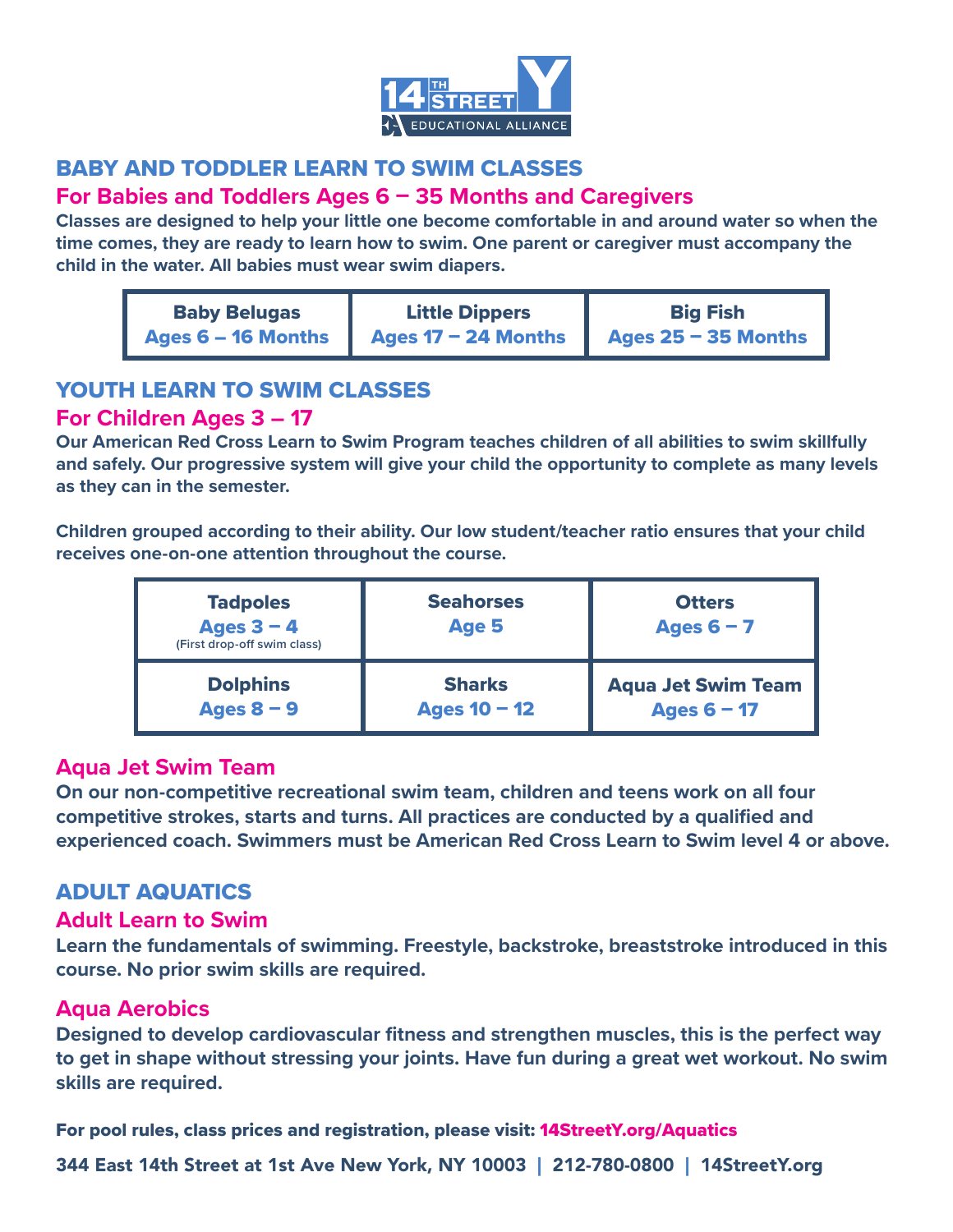# BABY AND TODDLER LEARN TO SWIM CLASSES

## For Babies and Toddlers Ages 6 – 35 Months and Caregivers

**Classes are designed to help your little one become comfortable in and around water so when the time comes, they are ready to learn how to swim. One parent or caregiver must accompany the child in the water. All babies must wear swim diapers.**

| Baby Belugas | Little Dippers | Big Fish |
|---|---|---|
| Ages 6 – 16 Months | Ages 17 – 24 Months | Ages 25 – 35 Months |

# YOUTH LEARN TO SWIM CLASSES

## For Children Ages 3 – 17

**Our American Red Cross Learn to Swim Program teaches children of all abilities to swim skillfully and safely. Our progressive system will give your child the opportunity to complete as many levels as they can in the semester.**

**Children grouped according to their ability. Our low student/teacher ratio ensures that your child receives one-on-one attention throughout the course.**

| | | |
|---|---|---|
| **Tadpoles**<br>Ages 3 – 4<br>(First drop-off swim class) | **Seahorses**<br>Age 5 | **Otters**<br>Ages 6 – 7 |
| **Dolphins**<br>Ages 8 – 9 | **Sharks**<br>Ages 10 – 12 | **Aqua Jet Swim Team**<br>Ages 6 – 17 |

## Aqua Jet Swim Team

**On our non-competitive recreational swim team, children and teens work on all four competitive strokes, starts and turns. All practices are conducted by a qualified and experienced coach. Swimmers must be American Red Cross Learn to Swim level 4 or above.**

# ADULT AQUATICS

## Adult Learn to Swim

**Learn the fundamentals of swimming. Freestyle, backstroke, breaststroke introduced in this course. No prior swim skills are required.**

## Aqua Aerobics

**Designed to develop cardiovascular fitness and strengthen muscles, this is the perfect way to get in shape without stressing your joints. Have fun during a great wet workout. No swim skills are required.**

**For pool rules, class prices and registration, please visit: 14StreetY.org/Aquatics**

**344 East 14th Street at 1st Ave New York, NY 10003 | 212-780-0800 | 14StreetY.org**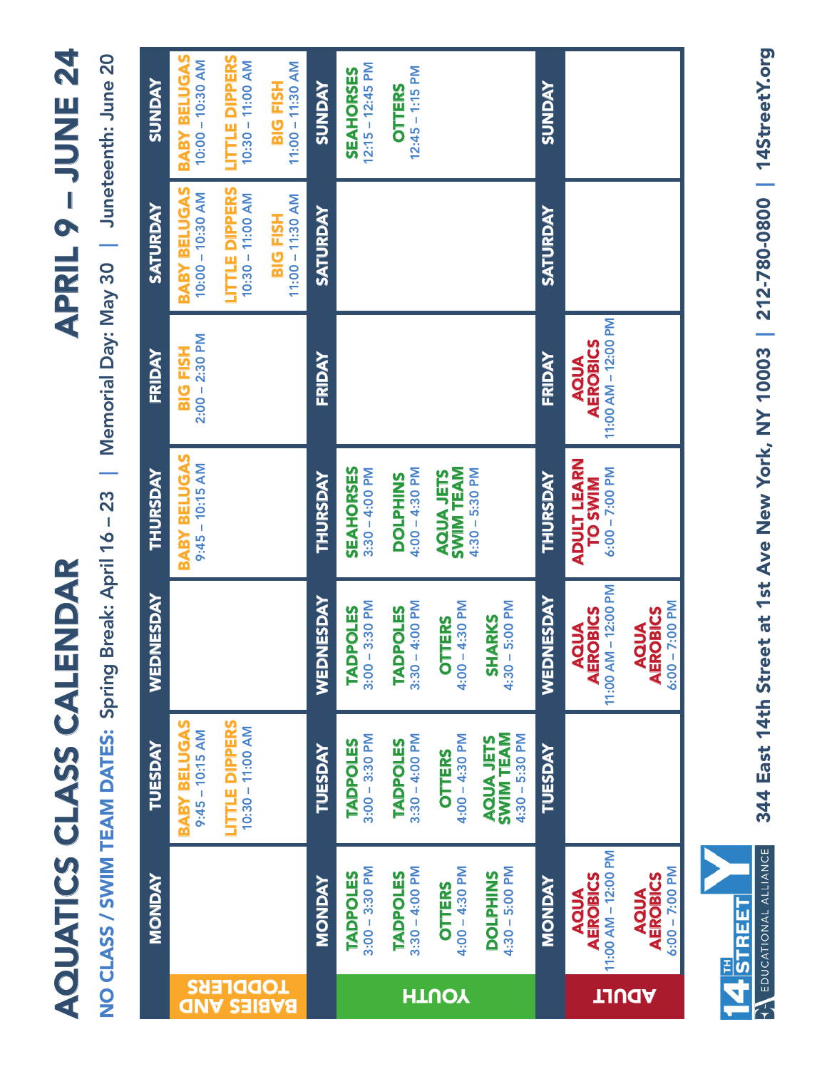# AQUATICS CLASS CALENDAR

## APRIL 9 – JUNE 24

**NO CLASS / SWIM TEAM DATES:** Spring Break: April 16 – 23 | Memorial Day: May 30 | Juneteenth: June 20

| | MONDAY | TUESDAY | WEDNESDAY | THURSDAY | FRIDAY | SATURDAY | SUNDAY |
|---|---|---|---|---|---|---|---|
| **BABIES AND TODDLERS** | | **BABY BELUGAS** 9:45 – 10:15 AM<br>**LITTLE DIPPERS** 10:30 – 11:00 AM | | **BABY BELUGAS** 9:45 – 10:15 AM | **BIG FISH** 2:00 – 2:30 PM | **BABY BELUGAS** 10:00 – 10:30 AM<br>**LITTLE DIPPERS** 10:30 – 11:00 AM<br>**BIG FISH** 11:00 – 11:30 AM | **BABY BELUGAS** 10:00 – 10:30 AM<br>**LITTLE DIPPERS** 10:30 – 11:00 AM<br>**BIG FISH** 11:00 – 11:30 AM |
| **YOUTH** | **TADPOLES** 3:00 – 3:30 PM<br>**TADPOLES** 3:30 – 4:00 PM<br>**OTTERS** 4:00 – 4:30 PM<br>**DOLPHINS** 4:30 – 5:00 PM | **TADPOLES** 3:00 – 3:30 PM<br>**TADPOLES** 3:30 – 4:00 PM<br>**OTTERS** 4:00 – 4:30 PM<br>**AQUA JETS SWIM TEAM** 4:30 – 5:30 PM | **TADPOLES** 3:00 – 3:30 PM<br>**TADPOLES** 3:30 – 4:00 PM<br>**OTTERS** 4:00 – 4:30 PM<br>**SHARKS** 4:30 – 5:00 PM | **SEAHORSES** 3:30 – 4:00 PM<br>**DOLPHINS** 4:00 – 4:30 PM<br>**AQUA JETS SWIM TEAM** 4:30 – 5:30 PM | | | **SEAHORSES** 12:15 – 12:45 PM<br>**OTTERS** 12:45 – 1:15 PM |
| **ADULT** | **AQUA AEROBICS** 11:00 AM – 12:00 PM<br>**AQUA AEROBICS** 6:00 – 7:00 PM | | **AQUA AEROBICS** 11:00 AM – 12:00 PM<br>**AQUA AEROBICS** 6:00 – 7:00 PM | **ADULT LEARN TO SWIM** 6:00 – 7:00 PM | **AQUA AEROBICS** 11:00 AM – 12:00 PM | | |

14TH STREET Y — EDUCATIONAL ALLIANCE

344 East 14th Street at 1st Ave New York, NY 10003 | 212-780-0800 | 14StreetY.org